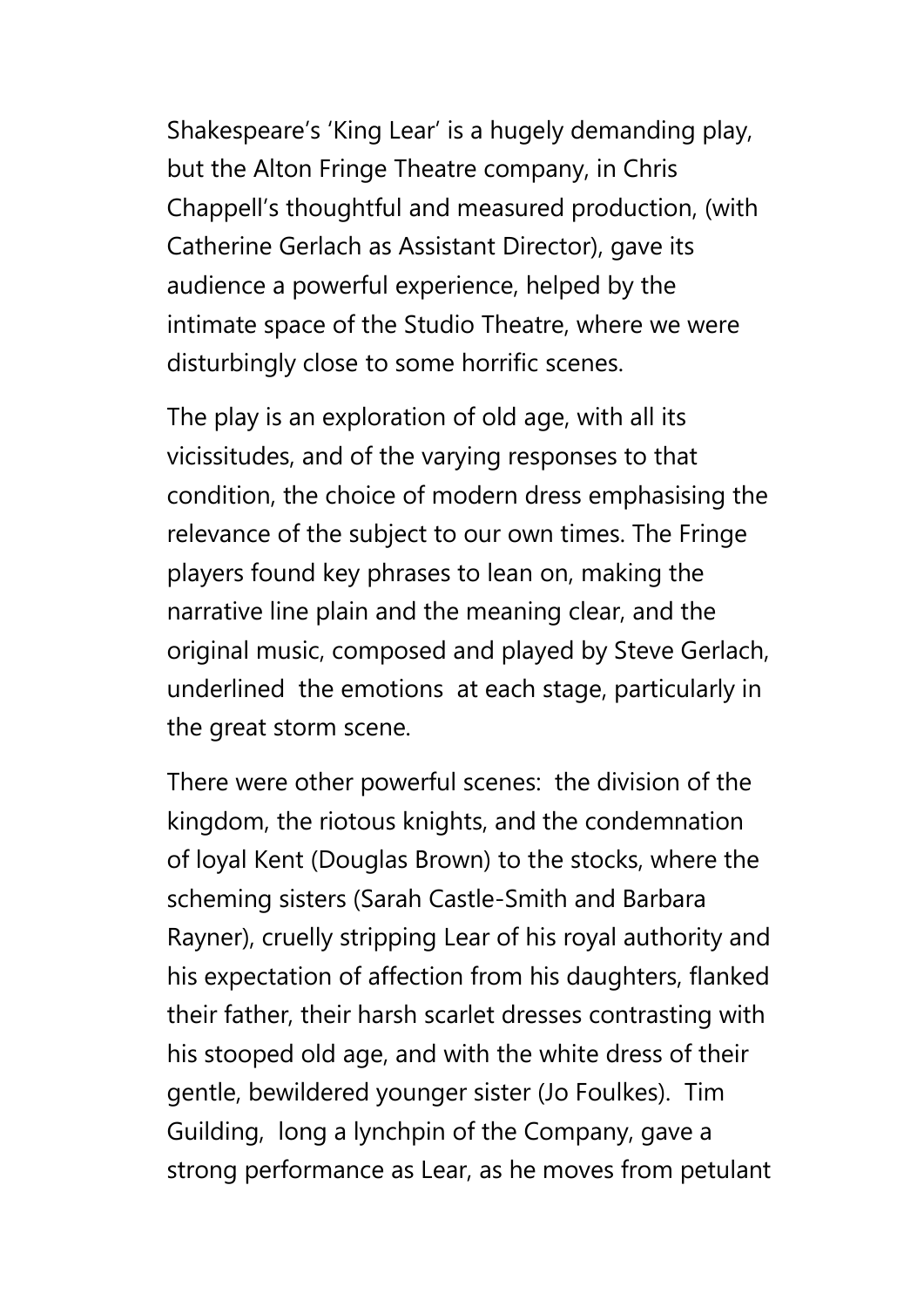Shakespeare's 'King Lear' is a hugely demanding play, but the Alton Fringe Theatre company, in Chris Chappell's thoughtful and measured production, (with Catherine Gerlach as Assistant Director), gave its audience a powerful experience, helped by the intimate space of the Studio Theatre, where we were disturbingly close to some horrific scenes.

The play is an exploration of old age, with all its vicissitudes, and of the varying responses to that condition, the choice of modern dress emphasising the relevance of the subject to our own times. The Fringe players found key phrases to lean on, making the narrative line plain and the meaning clear, and the original music, composed and played by Steve Gerlach, underlined the emotions at each stage, particularly in the great storm scene.

There were other powerful scenes: the division of the kingdom, the riotous knights, and the condemnation of loyal Kent (Douglas Brown) to the stocks, where the scheming sisters (Sarah Castle-Smith and Barbara Rayner), cruelly stripping Lear of his royal authority and his expectation of affection from his daughters, flanked their father, their harsh scarlet dresses contrasting with his stooped old age, and with the white dress of their gentle, bewildered younger sister (Jo Foulkes). Tim Guilding, long a lynchpin of the Company, gave a strong performance as Lear, as he moves from petulant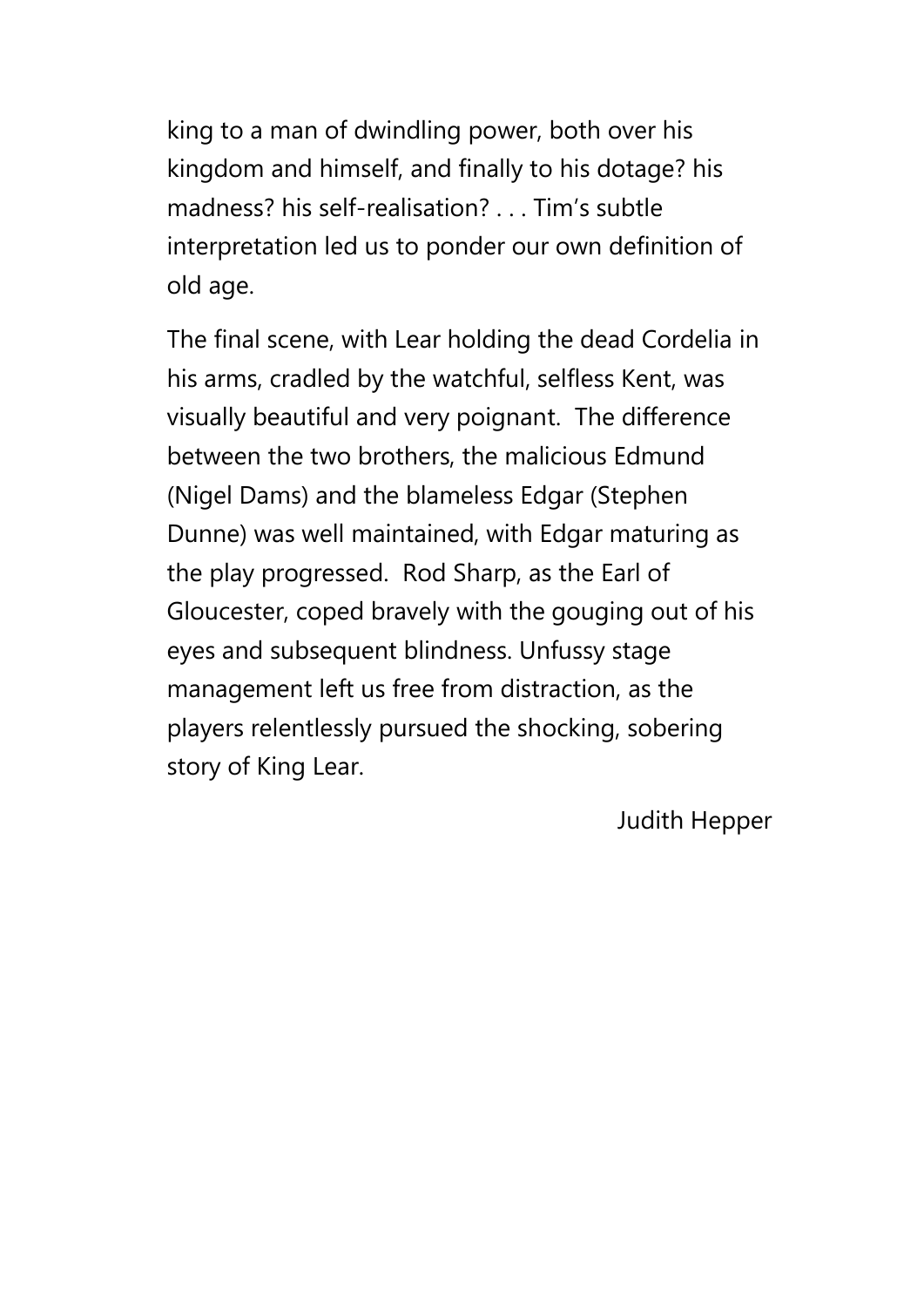king to a man of dwindling power, both over his kingdom and himself, and finally to his dotage? his madness? his self-realisation? . . . Tim's subtle interpretation led us to ponder our own definition of old age.

The final scene, with Lear holding the dead Cordelia in his arms, cradled by the watchful, selfless Kent, was visually beautiful and very poignant.  The difference between the two brothers, the malicious Edmund (Nigel Dams) and the blameless Edgar (Stephen Dunne) was well maintained, with Edgar maturing as the play progressed.  Rod Sharp, as the Earl of Gloucester, coped bravely with the gouging out of his eyes and subsequent blindness. Unfussy stage management left us free from distraction, as the players relentlessly pursued the shocking, sobering story of King Lear.

Judith Hepper